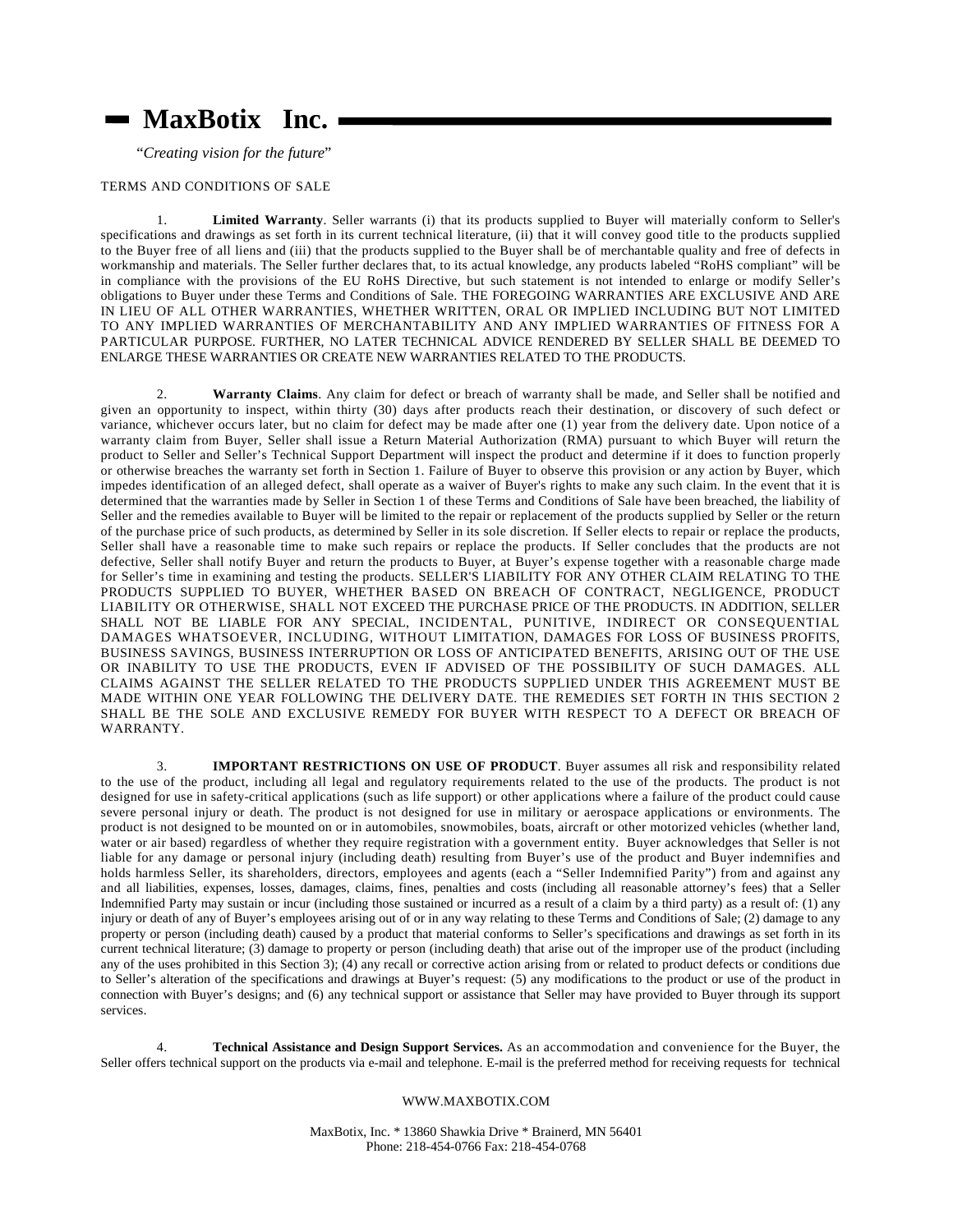# MaxBotix Inc.

"*Creating vision for the future*"

TERMS AND CONDITIONS OF SALE

1. **Limited Warranty**. Seller warrants (i) that its products supplied to Buyer will materially conform to Seller's specifications and drawings as set forth in its current technical literature, (ii) that it will convey good title to the products supplied to the Buyer free of all liens and (iii) that the products supplied to the Buyer shall be of merchantable quality and free of defects in workmanship and materials. The Seller further declares that, to its actual knowledge, any products labeled "RoHS compliant" will be in compliance with the provisions of the EU RoHS Directive, but such statement is not intended to enlarge or modify Seller's obligations to Buyer under these Terms and Conditions of Sale. THE FOREGOING WARRANTIES ARE EXCLUSIVE AND ARE IN LIEU OF ALL OTHER WARRANTIES, WHETHER WRITTEN, ORAL OR IMPLIED INCLUDING BUT NOT LIMITED TO ANY IMPLIED WARRANTIES OF MERCHANTABILITY AND ANY IMPLIED WARRANTIES OF FITNESS FOR A PARTICULAR PURPOSE. FURTHER, NO LATER TECHNICAL ADVICE RENDERED BY SELLER SHALL BE DEEMED TO ENLARGE THESE WARRANTIES OR CREATE NEW WARRANTIES RELATED TO THE PRODUCTS.

2. **Warranty Claims**. Any claim for defect or breach of warranty shall be made, and Seller shall be notified and given an opportunity to inspect, within thirty (30) days after products reach their destination, or discovery of such defect or variance, whichever occurs later, but no claim for defect may be made after one (1) year from the delivery date. Upon notice of a warranty claim from Buyer, Seller shall issue a Return Material Authorization (RMA) pursuant to which Buyer will return the product to Seller and Seller's Technical Support Department will inspect the product and determine if it does to function properly or otherwise breaches the warranty set forth in Section 1. Failure of Buyer to observe this provision or any action by Buyer, which impedes identification of an alleged defect, shall operate as a waiver of Buyer's rights to make any such claim. In the event that it is determined that the warranties made by Seller in Section 1 of these Terms and Conditions of Sale have been breached, the liability of Seller and the remedies available to Buyer will be limited to the repair or replacement of the products supplied by Seller or the return of the purchase price of such products, as determined by Seller in its sole discretion. If Seller elects to repair or replace the products, Seller shall have a reasonable time to make such repairs or replace the products. If Seller concludes that the products are not defective, Seller shall notify Buyer and return the products to Buyer, at Buyer's expense together with a reasonable charge made for Seller's time in examining and testing the products. SELLER'S LIABILITY FOR ANY OTHER CLAIM RELATING TO THE PRODUCTS SUPPLIED TO BUYER, WHETHER BASED ON BREACH OF CONTRACT, NEGLIGENCE, PRODUCT LIABILITY OR OTHERWISE, SHALL NOT EXCEED THE PURCHASE PRICE OF THE PRODUCTS. IN ADDITION, SELLER SHALL NOT BE LIABLE FOR ANY SPECIAL, INCIDENTAL, PUNITIVE, INDIRECT OR CONSEQUENTIAL DAMAGES WHATSOEVER, INCLUDING, WITHOUT LIMITATION, DAMAGES FOR LOSS OF BUSINESS PROFITS, BUSINESS SAVINGS, BUSINESS INTERRUPTION OR LOSS OF ANTICIPATED BENEFITS, ARISING OUT OF THE USE OR INABILITY TO USE THE PRODUCTS, EVEN IF ADVISED OF THE POSSIBILITY OF SUCH DAMAGES. ALL CLAIMS AGAINST THE SELLER RELATED TO THE PRODUCTS SUPPLIED UNDER THIS AGREEMENT MUST BE MADE WITHIN ONE YEAR FOLLOWING THE DELIVERY DATE. THE REMEDIES SET FORTH IN THIS SECTION 2 SHALL BE THE SOLE AND EXCLUSIVE REMEDY FOR BUYER WITH RESPECT TO A DEFECT OR BREACH OF WARRANTY.

3. **IMPORTANT RESTRICTIONS ON USE OF PRODUCT**. Buyer assumes all risk and responsibility related to the use of the product, including all legal and regulatory requirements related to the use of the products. The product is not designed for use in safety-critical applications (such as life support) or other applications where a failure of the product could cause severe personal injury or death. The product is not designed for use in military or aerospace applications or environments. The product is not designed to be mounted on or in automobiles, snowmobiles, boats, aircraft or other motorized vehicles (whether land, water or air based) regardless of whether they require registration with a government entity. Buyer acknowledges that Seller is not liable for any damage or personal injury (including death) resulting from Buyer's use of the product and Buyer indemnifies and holds harmless Seller, its shareholders, directors, employees and agents (each a "Seller Indemnified Parity") from and against any and all liabilities, expenses, losses, damages, claims, fines, penalties and costs (including all reasonable attorney's fees) that a Seller Indemnified Party may sustain or incur (including those sustained or incurred as a result of a claim by a third party) as a result of: (1) any injury or death of any of Buyer's employees arising out of or in any way relating to these Terms and Conditions of Sale; (2) damage to any property or person (including death) caused by a product that material conforms to Seller's specifications and drawings as set forth in its current technical literature; (3) damage to property or person (including death) that arise out of the improper use of the product (including any of the uses prohibited in this Section 3); (4) any recall or corrective action arising from or related to product defects or conditions due to Seller's alteration of the specifications and drawings at Buyer's request: (5) any modifications to the product or use of the product in connection with Buyer's designs; and (6) any technical support or assistance that Seller may have provided to Buyer through its support services.

4. **Technical Assistance and Design Support Services.** As an accommodation and convenience for the Buyer, the Seller offers technical support on the products via e-mail and telephone. E-mail is the preferred method for receiving requests for technical

WWW.MAXBOTIX.COM

MaxBotix, Inc. * 13860 Shawkia Drive * Brainerd, MN 56401
Phone: 218-454-0766 Fax: 218-454-0768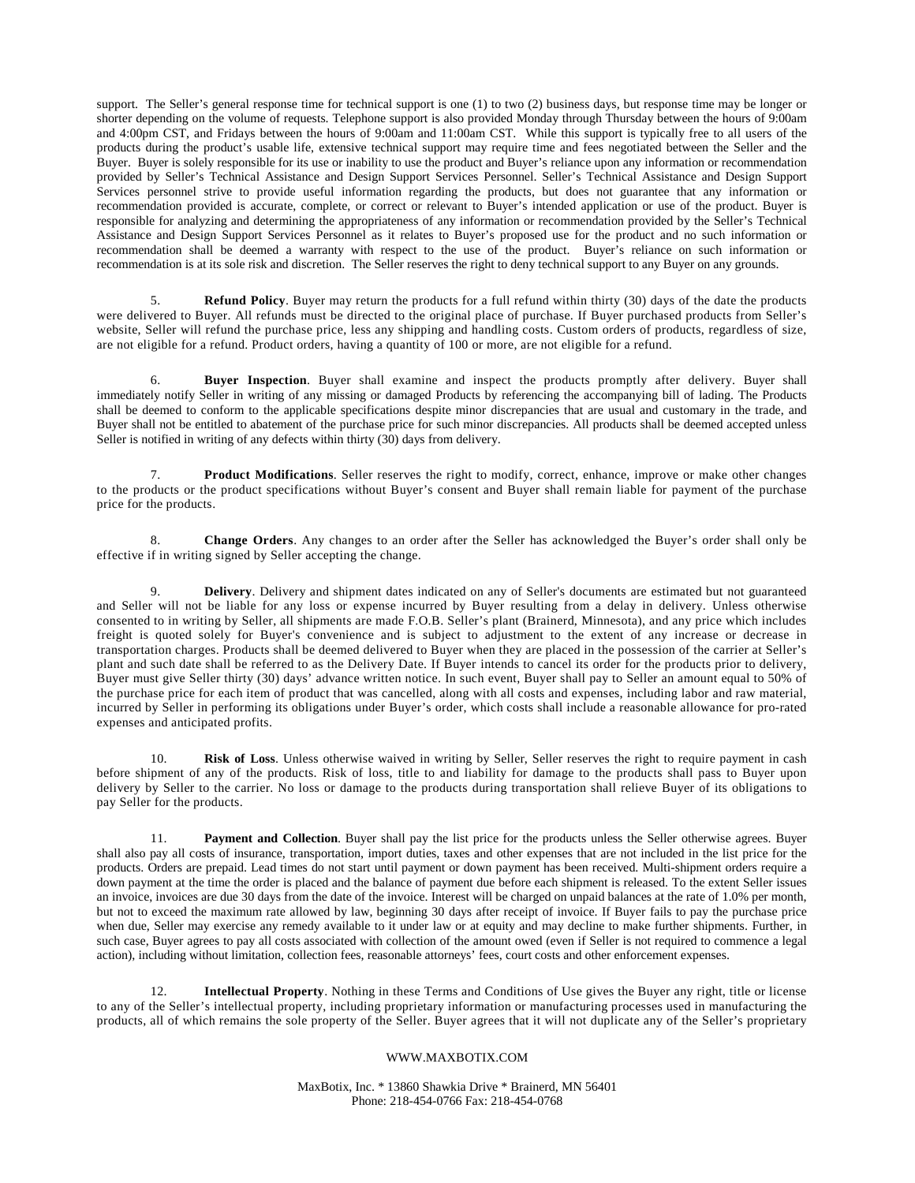support. The Seller's general response time for technical support is one (1) to two (2) business days, but response time may be longer or shorter depending on the volume of requests. Telephone support is also provided Monday through Thursday between the hours of 9:00am and 4:00pm CST, and Fridays between the hours of 9:00am and 11:00am CST. While this support is typically free to all users of the products during the product's usable life, extensive technical support may require time and fees negotiated between the Seller and the Buyer. Buyer is solely responsible for its use or inability to use the product and Buyer's reliance upon any information or recommendation provided by Seller's Technical Assistance and Design Support Services Personnel. Seller's Technical Assistance and Design Support Services personnel strive to provide useful information regarding the products, but does not guarantee that any information or recommendation provided is accurate, complete, or correct or relevant to Buyer's intended application or use of the product. Buyer is responsible for analyzing and determining the appropriateness of any information or recommendation provided by the Seller's Technical Assistance and Design Support Services Personnel as it relates to Buyer's proposed use for the product and no such information or recommendation shall be deemed a warranty with respect to the use of the product. Buyer's reliance on such information or recommendation is at its sole risk and discretion. The Seller reserves the right to deny technical support to any Buyer on any grounds.

5. **Refund Policy**. Buyer may return the products for a full refund within thirty (30) days of the date the products were delivered to Buyer. All refunds must be directed to the original place of purchase. If Buyer purchased products from Seller's website, Seller will refund the purchase price, less any shipping and handling costs. Custom orders of products, regardless of size, are not eligible for a refund. Product orders, having a quantity of 100 or more, are not eligible for a refund.

6. **Buyer Inspection**. Buyer shall examine and inspect the products promptly after delivery. Buyer shall immediately notify Seller in writing of any missing or damaged Products by referencing the accompanying bill of lading. The Products shall be deemed to conform to the applicable specifications despite minor discrepancies that are usual and customary in the trade, and Buyer shall not be entitled to abatement of the purchase price for such minor discrepancies. All products shall be deemed accepted unless Seller is notified in writing of any defects within thirty (30) days from delivery.

7. **Product Modifications**. Seller reserves the right to modify, correct, enhance, improve or make other changes to the products or the product specifications without Buyer's consent and Buyer shall remain liable for payment of the purchase price for the products.

8. **Change Orders**. Any changes to an order after the Seller has acknowledged the Buyer's order shall only be effective if in writing signed by Seller accepting the change.

9. **Delivery**. Delivery and shipment dates indicated on any of Seller's documents are estimated but not guaranteed and Seller will not be liable for any loss or expense incurred by Buyer resulting from a delay in delivery. Unless otherwise consented to in writing by Seller, all shipments are made F.O.B. Seller's plant (Brainerd, Minnesota), and any price which includes freight is quoted solely for Buyer's convenience and is subject to adjustment to the extent of any increase or decrease in transportation charges. Products shall be deemed delivered to Buyer when they are placed in the possession of the carrier at Seller's plant and such date shall be referred to as the Delivery Date. If Buyer intends to cancel its order for the products prior to delivery, Buyer must give Seller thirty (30) days' advance written notice. In such event, Buyer shall pay to Seller an amount equal to 50% of the purchase price for each item of product that was cancelled, along with all costs and expenses, including labor and raw material, incurred by Seller in performing its obligations under Buyer's order, which costs shall include a reasonable allowance for pro-rated expenses and anticipated profits.

10. **Risk of Loss**. Unless otherwise waived in writing by Seller, Seller reserves the right to require payment in cash before shipment of any of the products. Risk of loss, title to and liability for damage to the products shall pass to Buyer upon delivery by Seller to the carrier. No loss or damage to the products during transportation shall relieve Buyer of its obligations to pay Seller for the products.

11. **Payment and Collection**. Buyer shall pay the list price for the products unless the Seller otherwise agrees. Buyer shall also pay all costs of insurance, transportation, import duties, taxes and other expenses that are not included in the list price for the products. Orders are prepaid. Lead times do not start until payment or down payment has been received. Multi-shipment orders require a down payment at the time the order is placed and the balance of payment due before each shipment is released. To the extent Seller issues an invoice, invoices are due 30 days from the date of the invoice. Interest will be charged on unpaid balances at the rate of 1.0% per month, but not to exceed the maximum rate allowed by law, beginning 30 days after receipt of invoice. If Buyer fails to pay the purchase price when due, Seller may exercise any remedy available to it under law or at equity and may decline to make further shipments. Further, in such case, Buyer agrees to pay all costs associated with collection of the amount owed (even if Seller is not required to commence a legal action), including without limitation, collection fees, reasonable attorneys' fees, court costs and other enforcement expenses.

12. **Intellectual Property**. Nothing in these Terms and Conditions of Use gives the Buyer any right, title or license to any of the Seller's intellectual property, including proprietary information or manufacturing processes used in manufacturing the products, all of which remains the sole property of the Seller. Buyer agrees that it will not duplicate any of the Seller's proprietary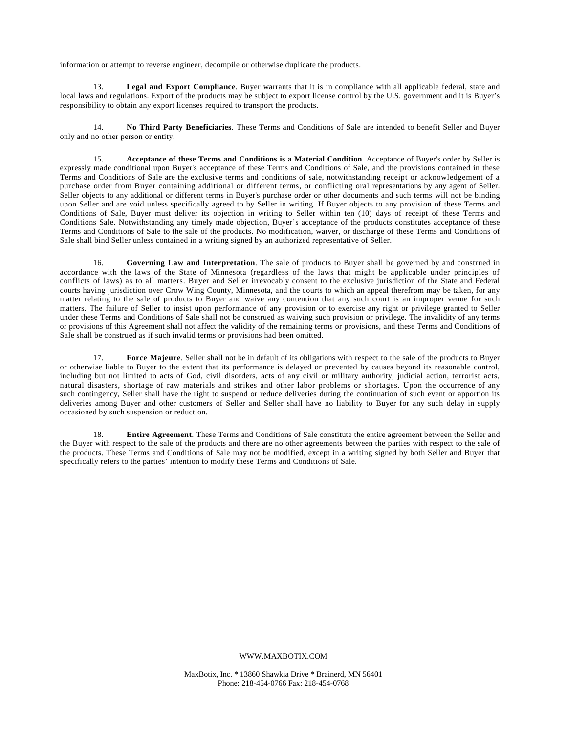information or attempt to reverse engineer, decompile or otherwise duplicate the products.

13. **Legal and Export Compliance**. Buyer warrants that it is in compliance with all applicable federal, state and local laws and regulations. Export of the products may be subject to export license control by the U.S. government and it is Buyer's responsibility to obtain any export licenses required to transport the products.

14. **No Third Party Beneficiaries**. These Terms and Conditions of Sale are intended to benefit Seller and Buyer only and no other person or entity.

15. **Acceptance of these Terms and Conditions is a Material Condition**. Acceptance of Buyer's order by Seller is expressly made conditional upon Buyer's acceptance of these Terms and Conditions of Sale, and the provisions contained in these Terms and Conditions of Sale are the exclusive terms and conditions of sale, notwithstanding receipt or acknowledgement of a purchase order from Buyer containing additional or different terms, or conflicting oral representations by any agent of Seller. Seller objects to any additional or different terms in Buyer's purchase order or other documents and such terms will not be binding upon Seller and are void unless specifically agreed to by Seller in writing. If Buyer objects to any provision of these Terms and Conditions of Sale, Buyer must deliver its objection in writing to Seller within ten (10) days of receipt of these Terms and Conditions Sale. Notwithstanding any timely made objection, Buyer's acceptance of the products constitutes acceptance of these Terms and Conditions of Sale to the sale of the products. No modification, waiver, or discharge of these Terms and Conditions of Sale shall bind Seller unless contained in a writing signed by an authorized representative of Seller.

16. **Governing Law and Interpretation**. The sale of products to Buyer shall be governed by and construed in accordance with the laws of the State of Minnesota (regardless of the laws that might be applicable under principles of conflicts of laws) as to all matters. Buyer and Seller irrevocably consent to the exclusive jurisdiction of the State and Federal courts having jurisdiction over Crow Wing County, Minnesota, and the courts to which an appeal therefrom may be taken, for any matter relating to the sale of products to Buyer and waive any contention that any such court is an improper venue for such matters. The failure of Seller to insist upon performance of any provision or to exercise any right or privilege granted to Seller under these Terms and Conditions of Sale shall not be construed as waiving such provision or privilege. The invalidity of any terms or provisions of this Agreement shall not affect the validity of the remaining terms or provisions, and these Terms and Conditions of Sale shall be construed as if such invalid terms or provisions had been omitted.

17. **Force Majeure**. Seller shall not be in default of its obligations with respect to the sale of the products to Buyer or otherwise liable to Buyer to the extent that its performance is delayed or prevented by causes beyond its reasonable control, including but not limited to acts of God, civil disorders, acts of any civil or military authority, judicial action, terrorist acts, natural disasters, shortage of raw materials and strikes and other labor problems or shortages. Upon the occurrence of any such contingency, Seller shall have the right to suspend or reduce deliveries during the continuation of such event or apportion its deliveries among Buyer and other customers of Seller and Seller shall have no liability to Buyer for any such delay in supply occasioned by such suspension or reduction.

18. **Entire Agreement**. These Terms and Conditions of Sale constitute the entire agreement between the Seller and the Buyer with respect to the sale of the products and there are no other agreements between the parties with respect to the sale of the products. These Terms and Conditions of Sale may not be modified, except in a writing signed by both Seller and Buyer that specifically refers to the parties' intention to modify these Terms and Conditions of Sale.